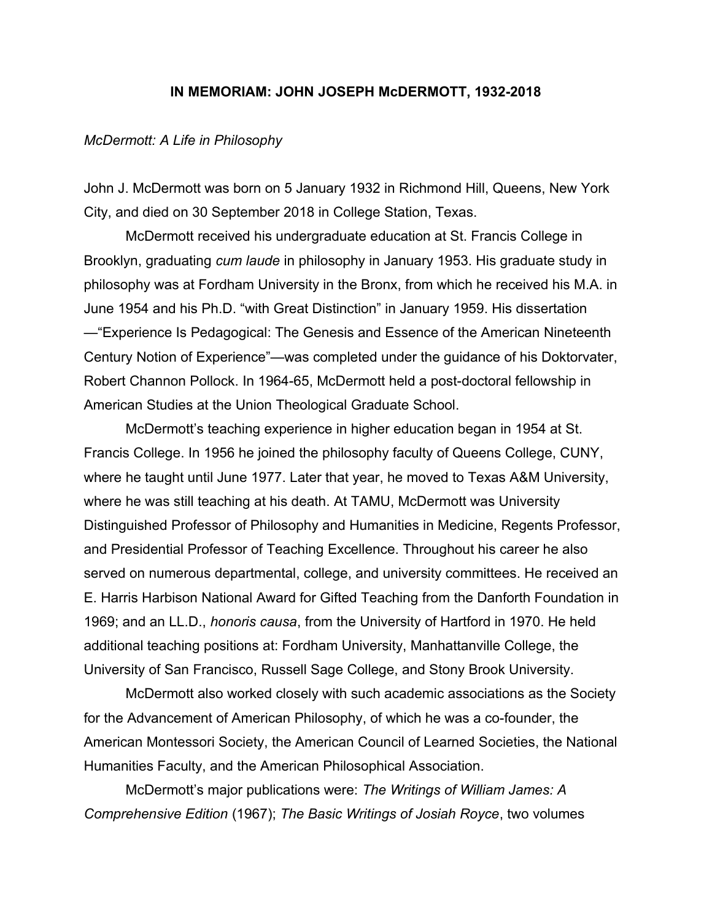# IN MEMORIAM: JOHN JOSEPH McDERMOTT, 1932-2018

*McDermott: A Life in Philosophy*

John J. McDermott was born on 5 January 1932 in Richmond Hill, Queens, New York City, and died on 30 September 2018 in College Station, Texas.

McDermott received his undergraduate education at St. Francis College in Brooklyn, graduating *cum laude* in philosophy in January 1953. His graduate study in philosophy was at Fordham University in the Bronx, from which he received his M.A. in June 1954 and his Ph.D. "with Great Distinction" in January 1959. His dissertation—"Experience Is Pedagogical: The Genesis and Essence of the American Nineteenth Century Notion of Experience"—was completed under the guidance of his Doktorvater, Robert Channon Pollock. In 1964-65, McDermott held a post-doctoral fellowship in American Studies at the Union Theological Graduate School.

McDermott's teaching experience in higher education began in 1954 at St. Francis College. In 1956 he joined the philosophy faculty of Queens College, CUNY, where he taught until June 1977. Later that year, he moved to Texas A&M University, where he was still teaching at his death. At TAMU, McDermott was University Distinguished Professor of Philosophy and Humanities in Medicine, Regents Professor, and Presidential Professor of Teaching Excellence. Throughout his career he also served on numerous departmental, college, and university committees. He received an E. Harris Harbison National Award for Gifted Teaching from the Danforth Foundation in 1969; and an LL.D., *honoris causa*, from the University of Hartford in 1970. He held additional teaching positions at: Fordham University, Manhattanville College, the University of San Francisco, Russell Sage College, and Stony Brook University.

McDermott also worked closely with such academic associations as the Society for the Advancement of American Philosophy, of which he was a co-founder, the American Montessori Society, the American Council of Learned Societies, the National Humanities Faculty, and the American Philosophical Association.

McDermott's major publications were: *The Writings of William James: A Comprehensive Edition* (1967); *The Basic Writings of Josiah Royce*, two volumes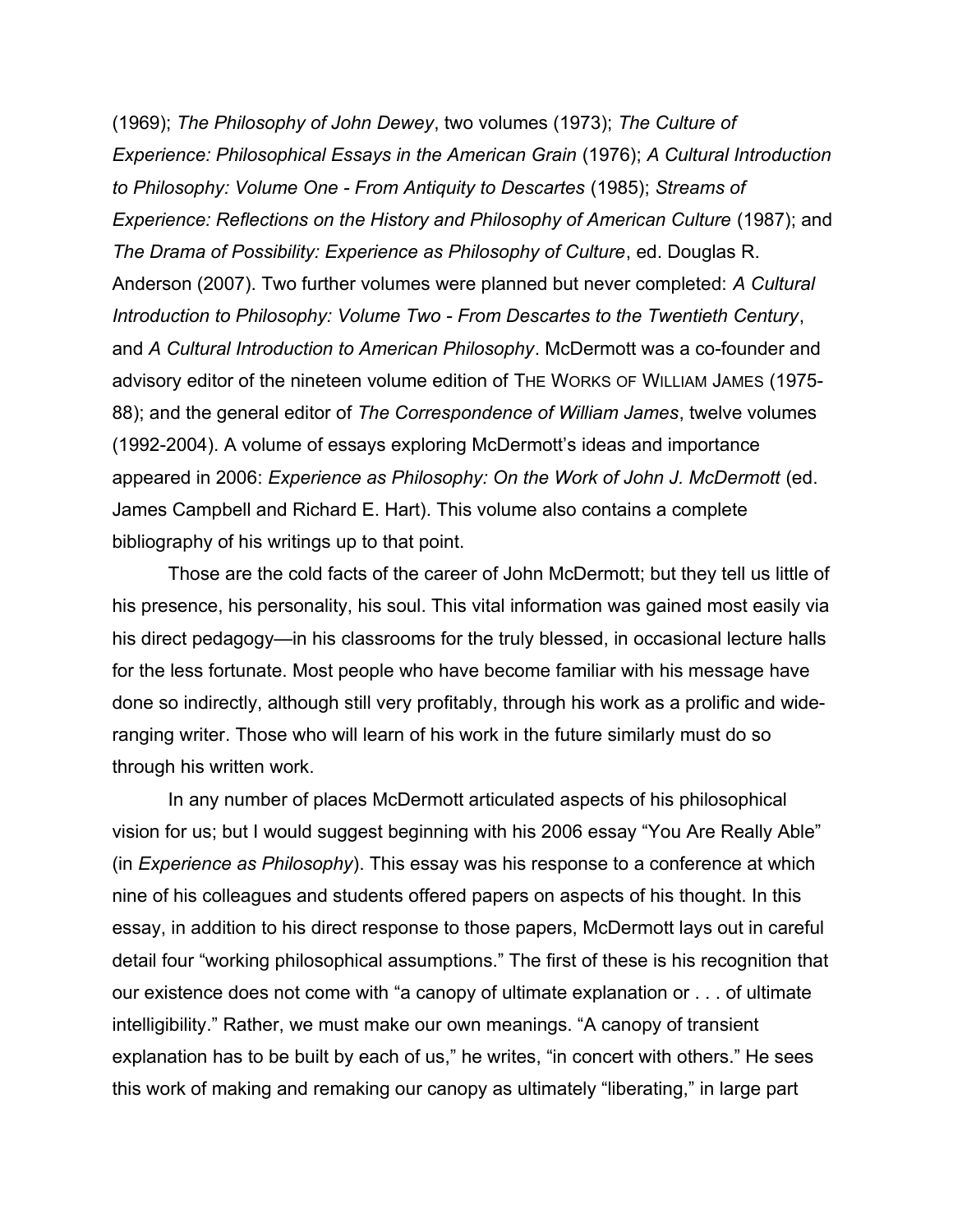(1969); *The Philosophy of John Dewey*, two volumes (1973); *The Culture of Experience: Philosophical Essays in the American Grain* (1976); *A Cultural Introduction to Philosophy: Volume One - From Antiquity to Descartes* (1985); *Streams of Experience: Reflections on the History and Philosophy of American Culture* (1987); and *The Drama of Possibility: Experience as Philosophy of Culture*, ed. Douglas R. Anderson (2007). Two further volumes were planned but never completed: *A Cultural Introduction to Philosophy: Volume Two - From Descartes to the Twentieth Century*, and *A Cultural Introduction to American Philosophy*. McDermott was a co-founder and advisory editor of the nineteen volume edition of THE WORKS OF WILLIAM JAMES (1975-88); and the general editor of *The Correspondence of William James*, twelve volumes (1992-2004). A volume of essays exploring McDermott's ideas and importance appeared in 2006: *Experience as Philosophy: On the Work of John J. McDermott* (ed. James Campbell and Richard E. Hart). This volume also contains a complete bibliography of his writings up to that point.

Those are the cold facts of the career of John McDermott; but they tell us little of his presence, his personality, his soul. This vital information was gained most easily via his direct pedagogy—in his classrooms for the truly blessed, in occasional lecture halls for the less fortunate. Most people who have become familiar with his message have done so indirectly, although still very profitably, through his work as a prolific and wide-ranging writer. Those who will learn of his work in the future similarly must do so through his written work.

In any number of places McDermott articulated aspects of his philosophical vision for us; but I would suggest beginning with his 2006 essay "You Are Really Able" (in *Experience as Philosophy*). This essay was his response to a conference at which nine of his colleagues and students offered papers on aspects of his thought. In this essay, in addition to his direct response to those papers, McDermott lays out in careful detail four "working philosophical assumptions." The first of these is his recognition that our existence does not come with "a canopy of ultimate explanation or . . . of ultimate intelligibility." Rather, we must make our own meanings. "A canopy of transient explanation has to be built by each of us," he writes, "in concert with others." He sees this work of making and remaking our canopy as ultimately "liberating," in large part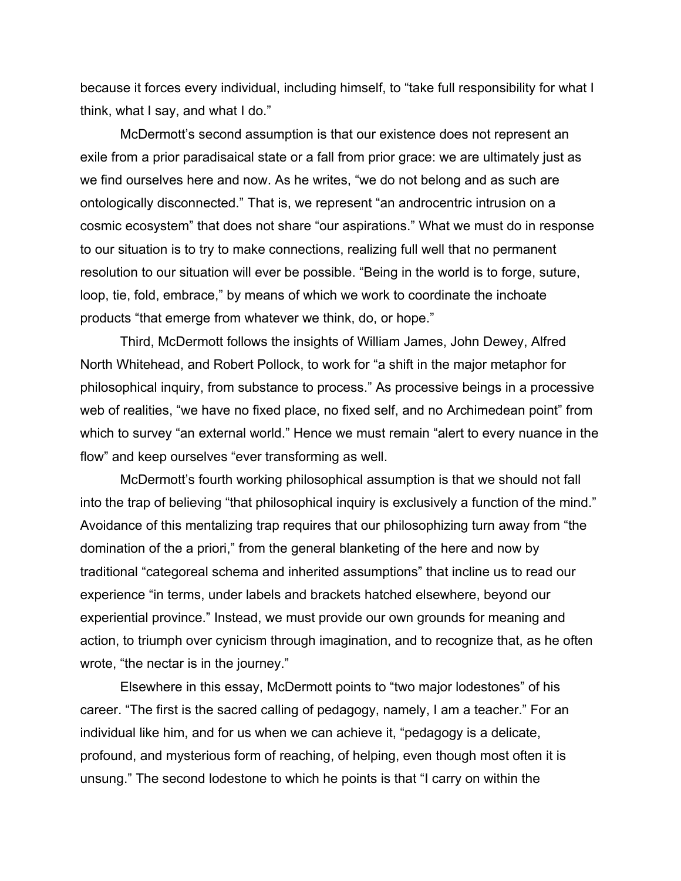because it forces every individual, including himself, to "take full responsibility for what I think, what I say, and what I do."

McDermott's second assumption is that our existence does not represent an exile from a prior paradisaical state or a fall from prior grace: we are ultimately just as we find ourselves here and now. As he writes, "we do not belong and as such are ontologically disconnected." That is, we represent "an androcentric intrusion on a cosmic ecosystem" that does not share "our aspirations." What we must do in response to our situation is to try to make connections, realizing full well that no permanent resolution to our situation will ever be possible. "Being in the world is to forge, suture, loop, tie, fold, embrace," by means of which we work to coordinate the inchoate products "that emerge from whatever we think, do, or hope."

Third, McDermott follows the insights of William James, John Dewey, Alfred North Whitehead, and Robert Pollock, to work for "a shift in the major metaphor for philosophical inquiry, from substance to process." As processive beings in a processive web of realities, "we have no fixed place, no fixed self, and no Archimedean point" from which to survey "an external world." Hence we must remain "alert to every nuance in the flow" and keep ourselves "ever transforming as well.

McDermott's fourth working philosophical assumption is that we should not fall into the trap of believing "that philosophical inquiry is exclusively a function of the mind." Avoidance of this mentalizing trap requires that our philosophizing turn away from "the domination of the a priori," from the general blanketing of the here and now by traditional "categoreal schema and inherited assumptions" that incline us to read our experience "in terms, under labels and brackets hatched elsewhere, beyond our experiential province." Instead, we must provide our own grounds for meaning and action, to triumph over cynicism through imagination, and to recognize that, as he often wrote, "the nectar is in the journey."

Elsewhere in this essay, McDermott points to "two major lodestones" of his career. "The first is the sacred calling of pedagogy, namely, I am a teacher." For an individual like him, and for us when we can achieve it, "pedagogy is a delicate, profound, and mysterious form of reaching, of helping, even though most often it is unsung." The second lodestone to which he points is that "I carry on within the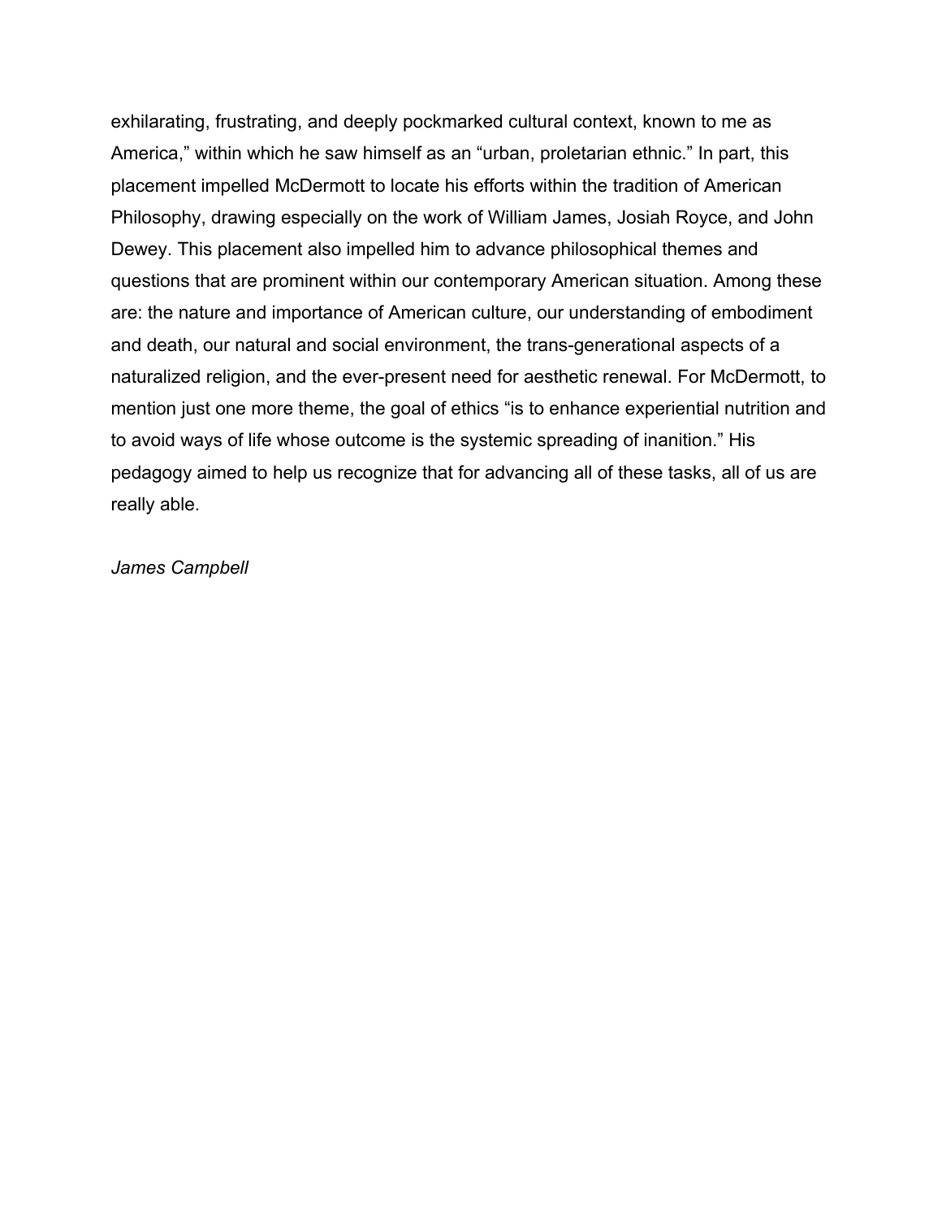exhilarating, frustrating, and deeply pockmarked cultural context, known to me as America," within which he saw himself as an "urban, proletarian ethnic." In part, this placement impelled McDermott to locate his efforts within the tradition of American Philosophy, drawing especially on the work of William James, Josiah Royce, and John Dewey. This placement also impelled him to advance philosophical themes and questions that are prominent within our contemporary American situation. Among these are: the nature and importance of American culture, our understanding of embodiment and death, our natural and social environment, the trans-generational aspects of a naturalized religion, and the ever-present need for aesthetic renewal. For McDermott, to mention just one more theme, the goal of ethics "is to enhance experiential nutrition and to avoid ways of life whose outcome is the systemic spreading of inanition." His pedagogy aimed to help us recognize that for advancing all of these tasks, all of us are really able.

*James Campbell*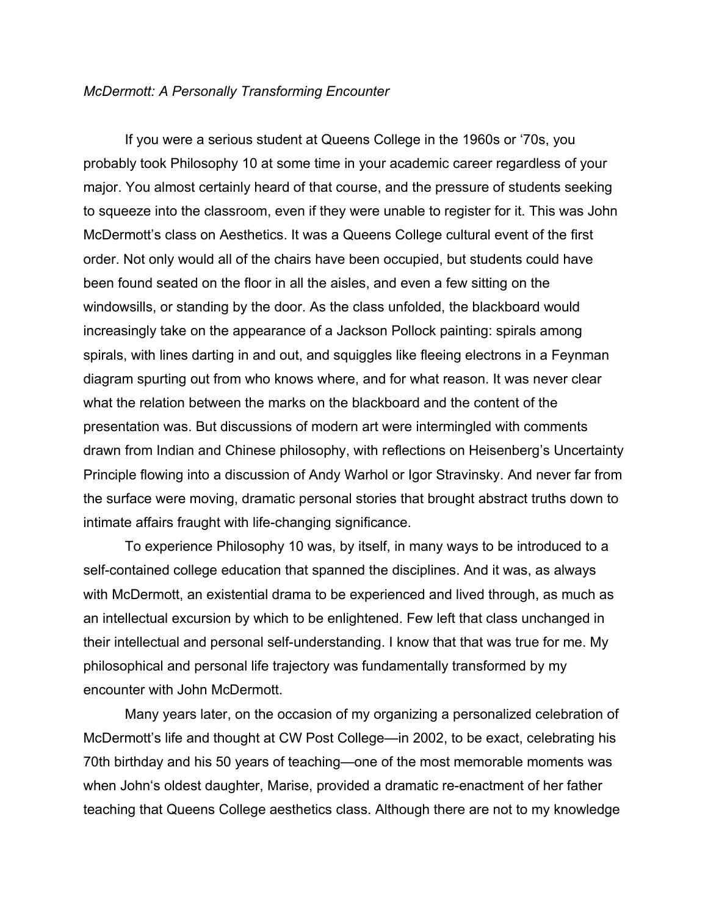*McDermott: A Personally Transforming Encounter*

If you were a serious student at Queens College in the 1960s or '70s, you probably took Philosophy 10 at some time in your academic career regardless of your major. You almost certainly heard of that course, and the pressure of students seeking to squeeze into the classroom, even if they were unable to register for it. This was John McDermott's class on Aesthetics. It was a Queens College cultural event of the first order. Not only would all of the chairs have been occupied, but students could have been found seated on the floor in all the aisles, and even a few sitting on the windowsills, or standing by the door. As the class unfolded, the blackboard would increasingly take on the appearance of a Jackson Pollock painting: spirals among spirals, with lines darting in and out, and squiggles like fleeing electrons in a Feynman diagram spurting out from who knows where, and for what reason. It was never clear what the relation between the marks on the blackboard and the content of the presentation was. But discussions of modern art were intermingled with comments drawn from Indian and Chinese philosophy, with reflections on Heisenberg's Uncertainty Principle flowing into a discussion of Andy Warhol or Igor Stravinsky. And never far from the surface were moving, dramatic personal stories that brought abstract truths down to intimate affairs fraught with life-changing significance.

To experience Philosophy 10 was, by itself, in many ways to be introduced to a self-contained college education that spanned the disciplines. And it was, as always with McDermott, an existential drama to be experienced and lived through, as much as an intellectual excursion by which to be enlightened. Few left that class unchanged in their intellectual and personal self-understanding. I know that that was true for me. My philosophical and personal life trajectory was fundamentally transformed by my encounter with John McDermott.

Many years later, on the occasion of my organizing a personalized celebration of McDermott's life and thought at CW Post College—in 2002, to be exact, celebrating his 70th birthday and his 50 years of teaching—one of the most memorable moments was when John's oldest daughter, Marise, provided a dramatic re-enactment of her father teaching that Queens College aesthetics class. Although there are not to my knowledge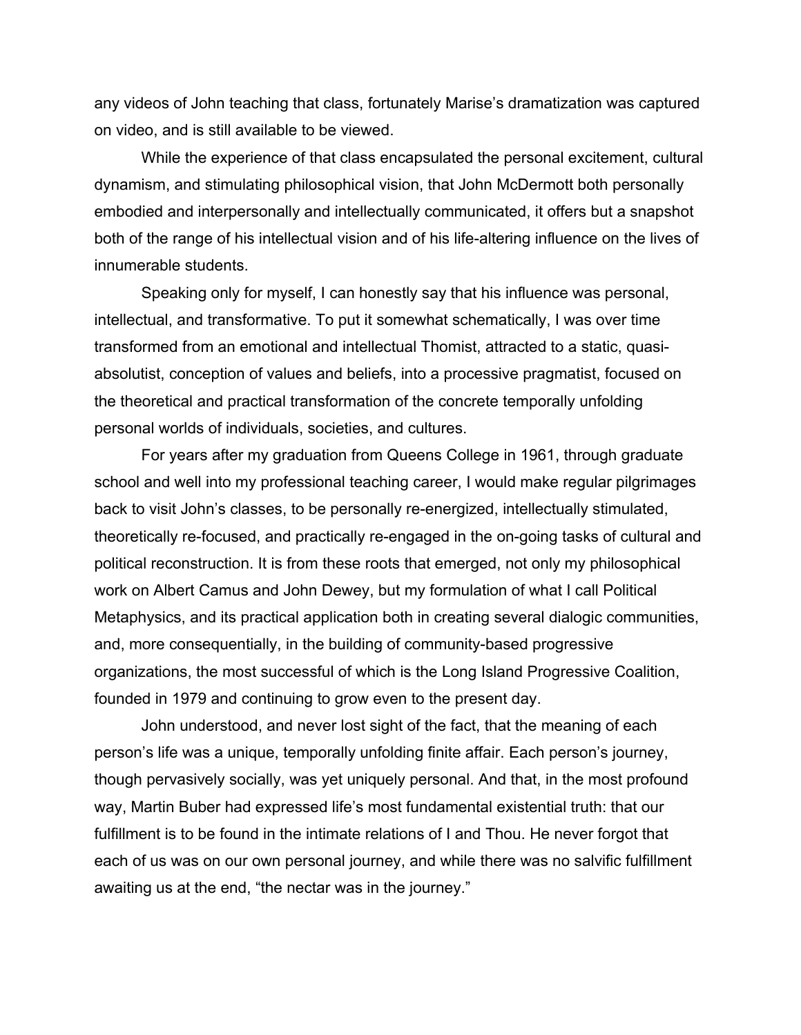any videos of John teaching that class, fortunately Marise's dramatization was captured on video, and is still available to be viewed.

While the experience of that class encapsulated the personal excitement, cultural dynamism, and stimulating philosophical vision, that John McDermott both personally embodied and interpersonally and intellectually communicated, it offers but a snapshot both of the range of his intellectual vision and of his life-altering influence on the lives of innumerable students.

Speaking only for myself, I can honestly say that his influence was personal, intellectual, and transformative. To put it somewhat schematically, I was over time transformed from an emotional and intellectual Thomist, attracted to a static, quasi-absolutist, conception of values and beliefs, into a processive pragmatist, focused on the theoretical and practical transformation of the concrete temporally unfolding personal worlds of individuals, societies, and cultures.

For years after my graduation from Queens College in 1961, through graduate school and well into my professional teaching career, I would make regular pilgrimages back to visit John's classes, to be personally re-energized, intellectually stimulated, theoretically re-focused, and practically re-engaged in the on-going tasks of cultural and political reconstruction. It is from these roots that emerged, not only my philosophical work on Albert Camus and John Dewey, but my formulation of what I call Political Metaphysics, and its practical application both in creating several dialogic communities, and, more consequentially, in the building of community-based progressive organizations, the most successful of which is the Long Island Progressive Coalition, founded in 1979 and continuing to grow even to the present day.

John understood, and never lost sight of the fact, that the meaning of each person's life was a unique, temporally unfolding finite affair. Each person's journey, though pervasively socially, was yet uniquely personal. And that, in the most profound way, Martin Buber had expressed life's most fundamental existential truth: that our fulfillment is to be found in the intimate relations of I and Thou. He never forgot that each of us was on our own personal journey, and while there was no salvific fulfillment awaiting us at the end, "the nectar was in the journey."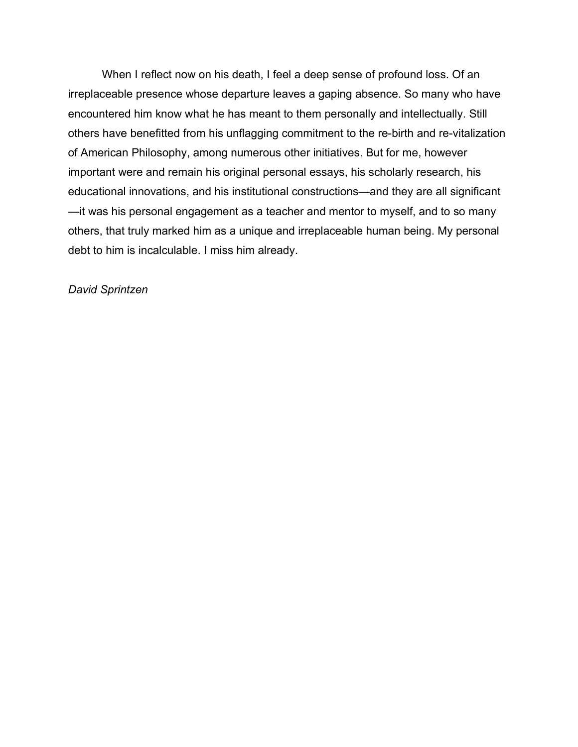When I reflect now on his death, I feel a deep sense of profound loss. Of an irreplaceable presence whose departure leaves a gaping absence. So many who have encountered him know what he has meant to them personally and intellectually. Still others have benefitted from his unflagging commitment to the re-birth and re-vitalization of American Philosophy, among numerous other initiatives. But for me, however important were and remain his original personal essays, his scholarly research, his educational innovations, and his institutional constructions—and they are all significant—it was his personal engagement as a teacher and mentor to myself, and to so many others, that truly marked him as a unique and irreplaceable human being. My personal debt to him is incalculable. I miss him already.

*David Sprintzen*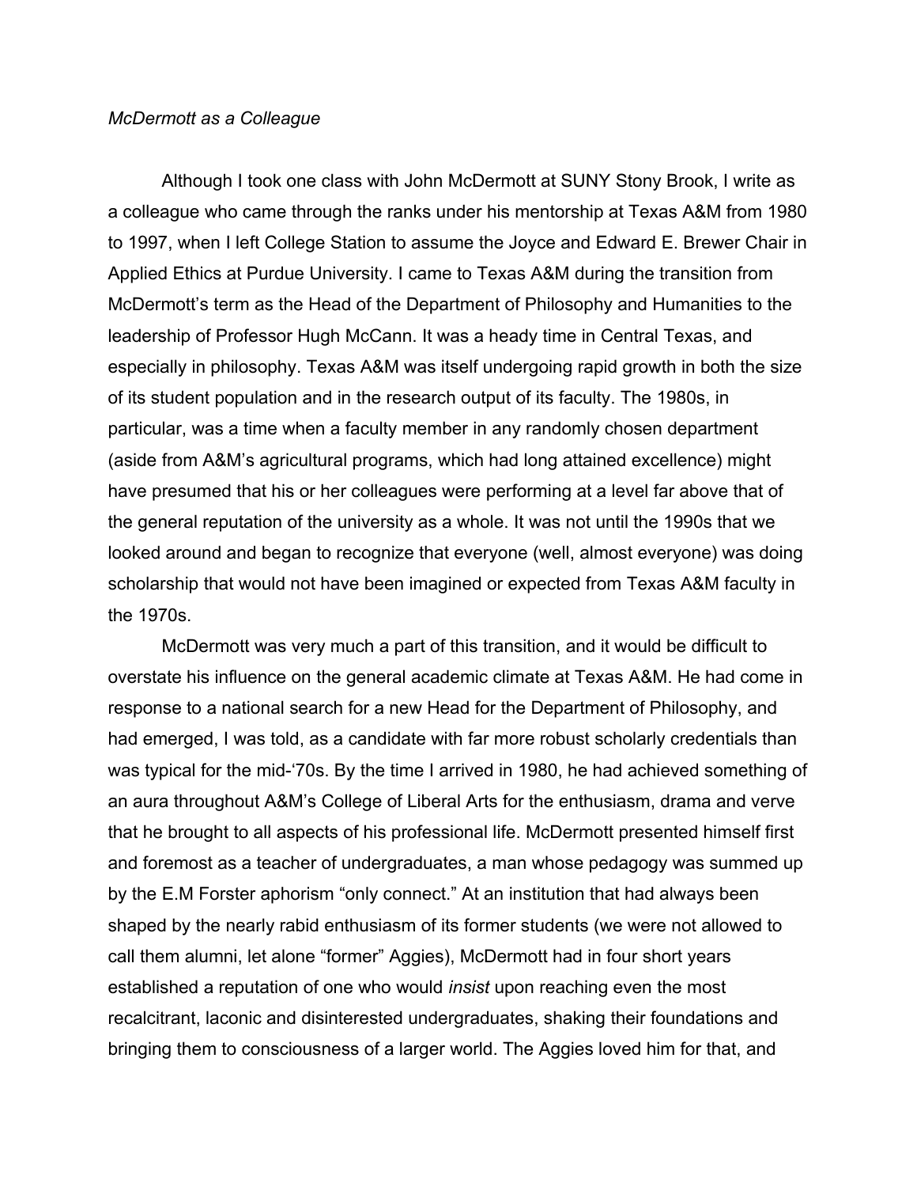*McDermott as a Colleague*

Although I took one class with John McDermott at SUNY Stony Brook, I write as a colleague who came through the ranks under his mentorship at Texas A&M from 1980 to 1997, when I left College Station to assume the Joyce and Edward E. Brewer Chair in Applied Ethics at Purdue University. I came to Texas A&M during the transition from McDermott's term as the Head of the Department of Philosophy and Humanities to the leadership of Professor Hugh McCann. It was a heady time in Central Texas, and especially in philosophy. Texas A&M was itself undergoing rapid growth in both the size of its student population and in the research output of its faculty. The 1980s, in particular, was a time when a faculty member in any randomly chosen department (aside from A&M's agricultural programs, which had long attained excellence) might have presumed that his or her colleagues were performing at a level far above that of the general reputation of the university as a whole. It was not until the 1990s that we looked around and began to recognize that everyone (well, almost everyone) was doing scholarship that would not have been imagined or expected from Texas A&M faculty in the 1970s.

McDermott was very much a part of this transition, and it would be difficult to overstate his influence on the general academic climate at Texas A&M. He had come in response to a national search for a new Head for the Department of Philosophy, and had emerged, I was told, as a candidate with far more robust scholarly credentials than was typical for the mid-'70s. By the time I arrived in 1980, he had achieved something of an aura throughout A&M's College of Liberal Arts for the enthusiasm, drama and verve that he brought to all aspects of his professional life. McDermott presented himself first and foremost as a teacher of undergraduates, a man whose pedagogy was summed up by the E.M Forster aphorism "only connect." At an institution that had always been shaped by the nearly rabid enthusiasm of its former students (we were not allowed to call them alumni, let alone "former" Aggies), McDermott had in four short years established a reputation of one who would *insist* upon reaching even the most recalcitrant, laconic and disinterested undergraduates, shaking their foundations and bringing them to consciousness of a larger world. The Aggies loved him for that, and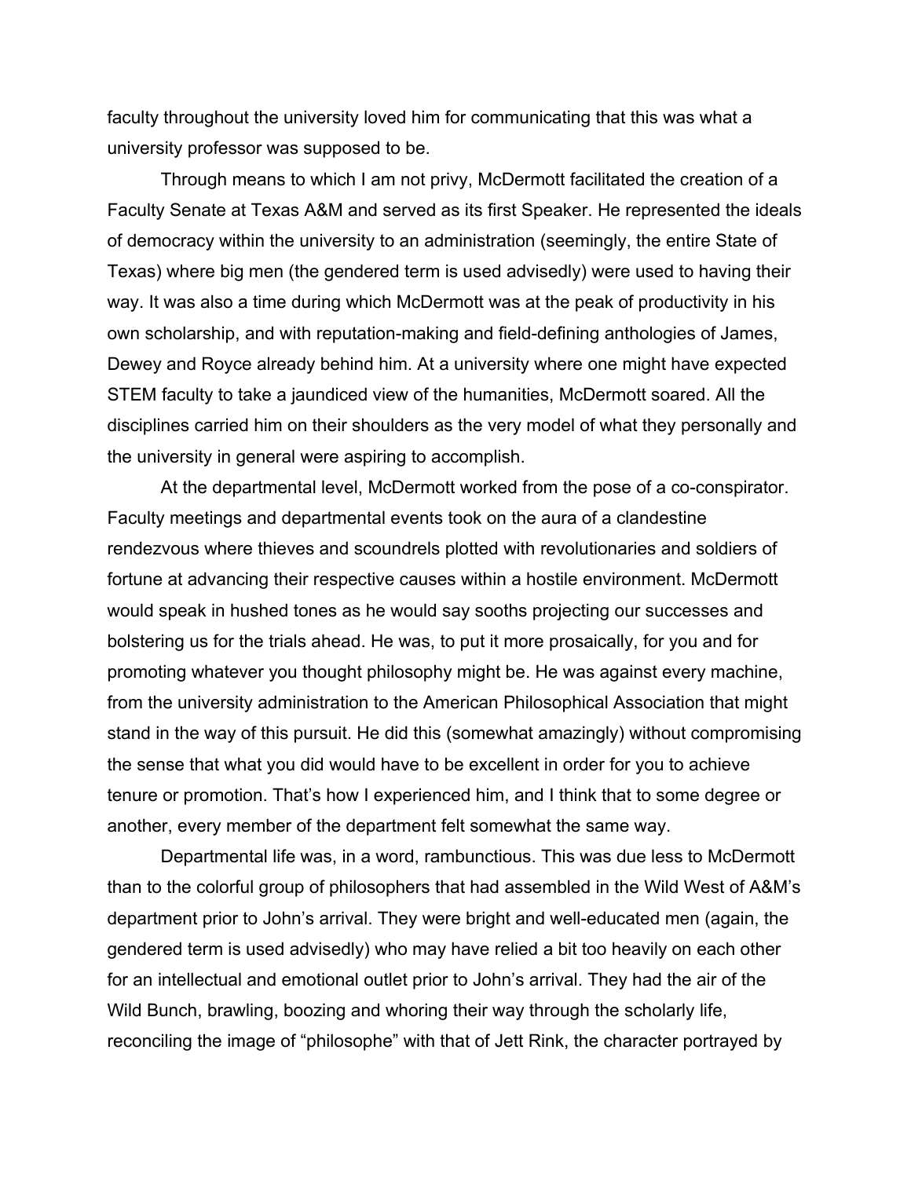faculty throughout the university loved him for communicating that this was what a university professor was supposed to be.

Through means to which I am not privy, McDermott facilitated the creation of a Faculty Senate at Texas A&M and served as its first Speaker. He represented the ideals of democracy within the university to an administration (seemingly, the entire State of Texas) where big men (the gendered term is used advisedly) were used to having their way. It was also a time during which McDermott was at the peak of productivity in his own scholarship, and with reputation-making and field-defining anthologies of James, Dewey and Royce already behind him. At a university where one might have expected STEM faculty to take a jaundiced view of the humanities, McDermott soared. All the disciplines carried him on their shoulders as the very model of what they personally and the university in general were aspiring to accomplish.

At the departmental level, McDermott worked from the pose of a co-conspirator. Faculty meetings and departmental events took on the aura of a clandestine rendezvous where thieves and scoundrels plotted with revolutionaries and soldiers of fortune at advancing their respective causes within a hostile environment. McDermott would speak in hushed tones as he would say sooths projecting our successes and bolstering us for the trials ahead. He was, to put it more prosaically, for you and for promoting whatever you thought philosophy might be. He was against every machine, from the university administration to the American Philosophical Association that might stand in the way of this pursuit. He did this (somewhat amazingly) without compromising the sense that what you did would have to be excellent in order for you to achieve tenure or promotion. That's how I experienced him, and I think that to some degree or another, every member of the department felt somewhat the same way.

Departmental life was, in a word, rambunctious. This was due less to McDermott than to the colorful group of philosophers that had assembled in the Wild West of A&M's department prior to John's arrival. They were bright and well-educated men (again, the gendered term is used advisedly) who may have relied a bit too heavily on each other for an intellectual and emotional outlet prior to John's arrival. They had the air of the Wild Bunch, brawling, boozing and whoring their way through the scholarly life, reconciling the image of "philosophe" with that of Jett Rink, the character portrayed by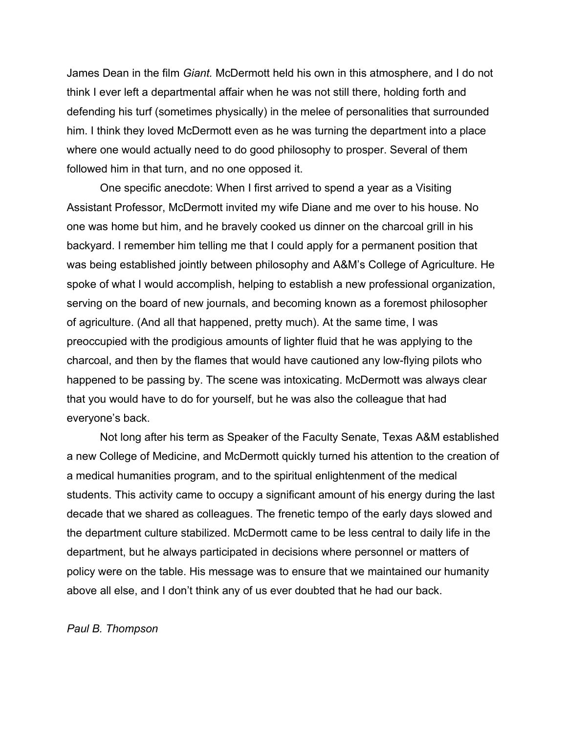James Dean in the film *Giant.* McDermott held his own in this atmosphere, and I do not think I ever left a departmental affair when he was not still there, holding forth and defending his turf (sometimes physically) in the melee of personalities that surrounded him. I think they loved McDermott even as he was turning the department into a place where one would actually need to do good philosophy to prosper. Several of them followed him in that turn, and no one opposed it.

One specific anecdote: When I first arrived to spend a year as a Visiting Assistant Professor, McDermott invited my wife Diane and me over to his house. No one was home but him, and he bravely cooked us dinner on the charcoal grill in his backyard. I remember him telling me that I could apply for a permanent position that was being established jointly between philosophy and A&M's College of Agriculture. He spoke of what I would accomplish, helping to establish a new professional organization, serving on the board of new journals, and becoming known as a foremost philosopher of agriculture. (And all that happened, pretty much). At the same time, I was preoccupied with the prodigious amounts of lighter fluid that he was applying to the charcoal, and then by the flames that would have cautioned any low-flying pilots who happened to be passing by. The scene was intoxicating. McDermott was always clear that you would have to do for yourself, but he was also the colleague that had everyone's back.

Not long after his term as Speaker of the Faculty Senate, Texas A&M established a new College of Medicine, and McDermott quickly turned his attention to the creation of a medical humanities program, and to the spiritual enlightenment of the medical students. This activity came to occupy a significant amount of his energy during the last decade that we shared as colleagues. The frenetic tempo of the early days slowed and the department culture stabilized. McDermott came to be less central to daily life in the department, but he always participated in decisions where personnel or matters of policy were on the table. His message was to ensure that we maintained our humanity above all else, and I don't think any of us ever doubted that he had our back.

*Paul B. Thompson*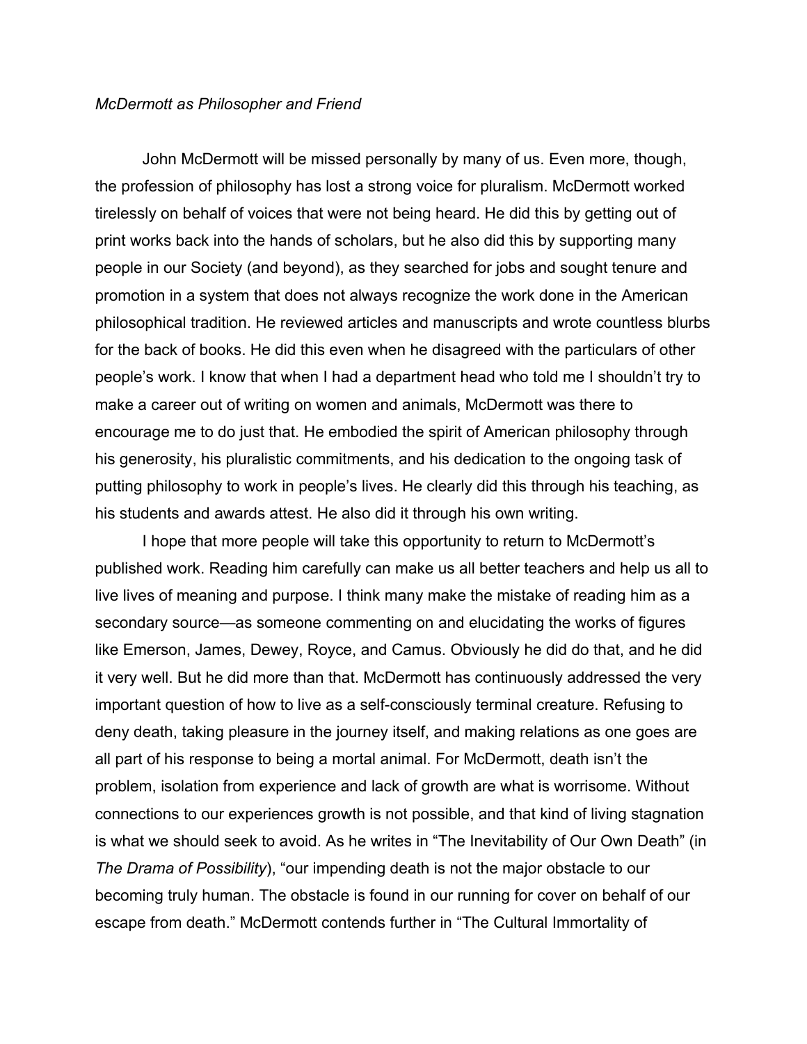*McDermott as Philosopher and Friend*

John McDermott will be missed personally by many of us. Even more, though, the profession of philosophy has lost a strong voice for pluralism. McDermott worked tirelessly on behalf of voices that were not being heard. He did this by getting out of print works back into the hands of scholars, but he also did this by supporting many people in our Society (and beyond), as they searched for jobs and sought tenure and promotion in a system that does not always recognize the work done in the American philosophical tradition. He reviewed articles and manuscripts and wrote countless blurbs for the back of books. He did this even when he disagreed with the particulars of other people's work. I know that when I had a department head who told me I shouldn't try to make a career out of writing on women and animals, McDermott was there to encourage me to do just that. He embodied the spirit of American philosophy through his generosity, his pluralistic commitments, and his dedication to the ongoing task of putting philosophy to work in people's lives. He clearly did this through his teaching, as his students and awards attest. He also did it through his own writing.

I hope that more people will take this opportunity to return to McDermott's published work. Reading him carefully can make us all better teachers and help us all to live lives of meaning and purpose. I think many make the mistake of reading him as a secondary source—as someone commenting on and elucidating the works of figures like Emerson, James, Dewey, Royce, and Camus. Obviously he did do that, and he did it very well. But he did more than that. McDermott has continuously addressed the very important question of how to live as a self-consciously terminal creature. Refusing to deny death, taking pleasure in the journey itself, and making relations as one goes are all part of his response to being a mortal animal. For McDermott, death isn't the problem, isolation from experience and lack of growth are what is worrisome. Without connections to our experiences growth is not possible, and that kind of living stagnation is what we should seek to avoid. As he writes in "The Inevitability of Our Own Death" (in *The Drama of Possibility*), "our impending death is not the major obstacle to our becoming truly human. The obstacle is found in our running for cover on behalf of our escape from death." McDermott contends further in "The Cultural Immortality of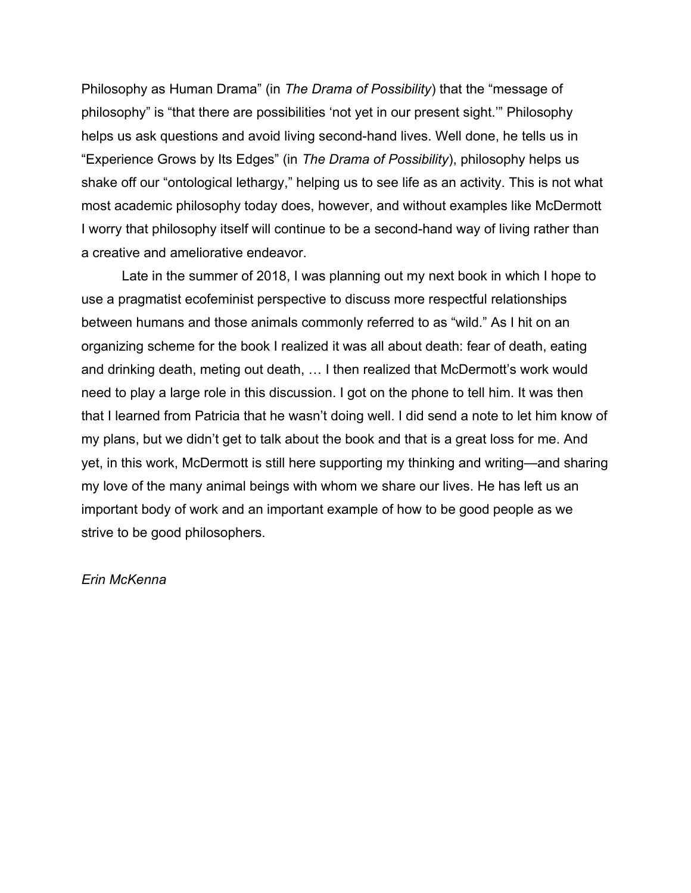Philosophy as Human Drama" (in *The Drama of Possibility*) that the "message of philosophy" is "that there are possibilities 'not yet in our present sight.'" Philosophy helps us ask questions and avoid living second-hand lives. Well done, he tells us in "Experience Grows by Its Edges" (in *The Drama of Possibility*), philosophy helps us shake off our "ontological lethargy," helping us to see life as an activity. This is not what most academic philosophy today does, however, and without examples like McDermott I worry that philosophy itself will continue to be a second-hand way of living rather than a creative and ameliorative endeavor.

Late in the summer of 2018, I was planning out my next book in which I hope to use a pragmatist ecofeminist perspective to discuss more respectful relationships between humans and those animals commonly referred to as "wild." As I hit on an organizing scheme for the book I realized it was all about death: fear of death, eating and drinking death, meting out death, … I then realized that McDermott's work would need to play a large role in this discussion. I got on the phone to tell him. It was then that I learned from Patricia that he wasn't doing well. I did send a note to let him know of my plans, but we didn't get to talk about the book and that is a great loss for me. And yet, in this work, McDermott is still here supporting my thinking and writing—and sharing my love of the many animal beings with whom we share our lives. He has left us an important body of work and an important example of how to be good people as we strive to be good philosophers.

*Erin McKenna*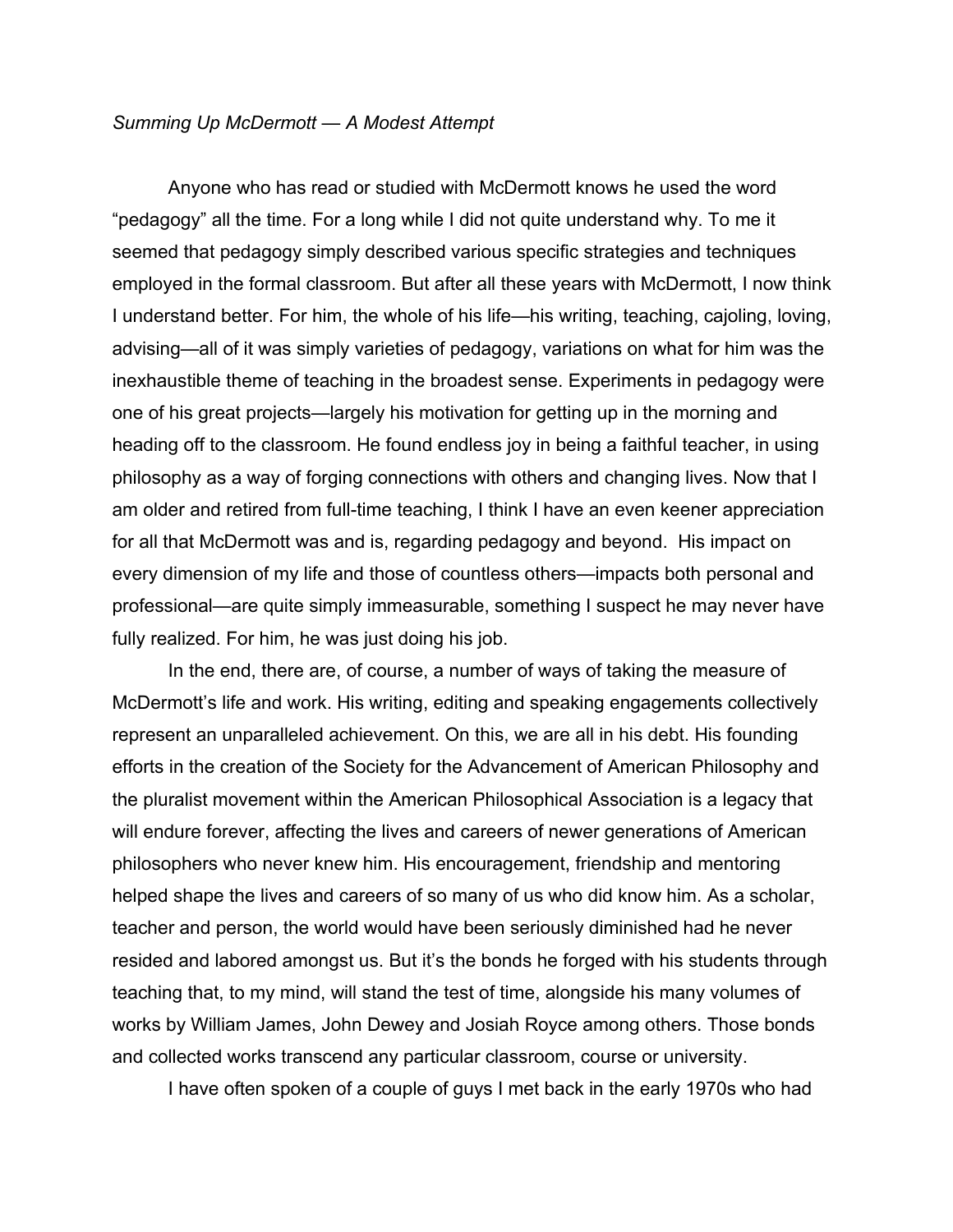*Summing Up McDermott — A Modest Attempt*

Anyone who has read or studied with McDermott knows he used the word "pedagogy" all the time. For a long while I did not quite understand why. To me it seemed that pedagogy simply described various specific strategies and techniques employed in the formal classroom. But after all these years with McDermott, I now think I understand better. For him, the whole of his life—his writing, teaching, cajoling, loving, advising—all of it was simply varieties of pedagogy, variations on what for him was the inexhaustible theme of teaching in the broadest sense. Experiments in pedagogy were one of his great projects—largely his motivation for getting up in the morning and heading off to the classroom. He found endless joy in being a faithful teacher, in using philosophy as a way of forging connections with others and changing lives. Now that I am older and retired from full-time teaching, I think I have an even keener appreciation for all that McDermott was and is, regarding pedagogy and beyond. His impact on every dimension of my life and those of countless others—impacts both personal and professional—are quite simply immeasurable, something I suspect he may never have fully realized. For him, he was just doing his job.

In the end, there are, of course, a number of ways of taking the measure of McDermott's life and work. His writing, editing and speaking engagements collectively represent an unparalleled achievement. On this, we are all in his debt. His founding efforts in the creation of the Society for the Advancement of American Philosophy and the pluralist movement within the American Philosophical Association is a legacy that will endure forever, affecting the lives and careers of newer generations of American philosophers who never knew him. His encouragement, friendship and mentoring helped shape the lives and careers of so many of us who did know him. As a scholar, teacher and person, the world would have been seriously diminished had he never resided and labored amongst us. But it's the bonds he forged with his students through teaching that, to my mind, will stand the test of time, alongside his many volumes of works by William James, John Dewey and Josiah Royce among others. Those bonds and collected works transcend any particular classroom, course or university.

I have often spoken of a couple of guys I met back in the early 1970s who had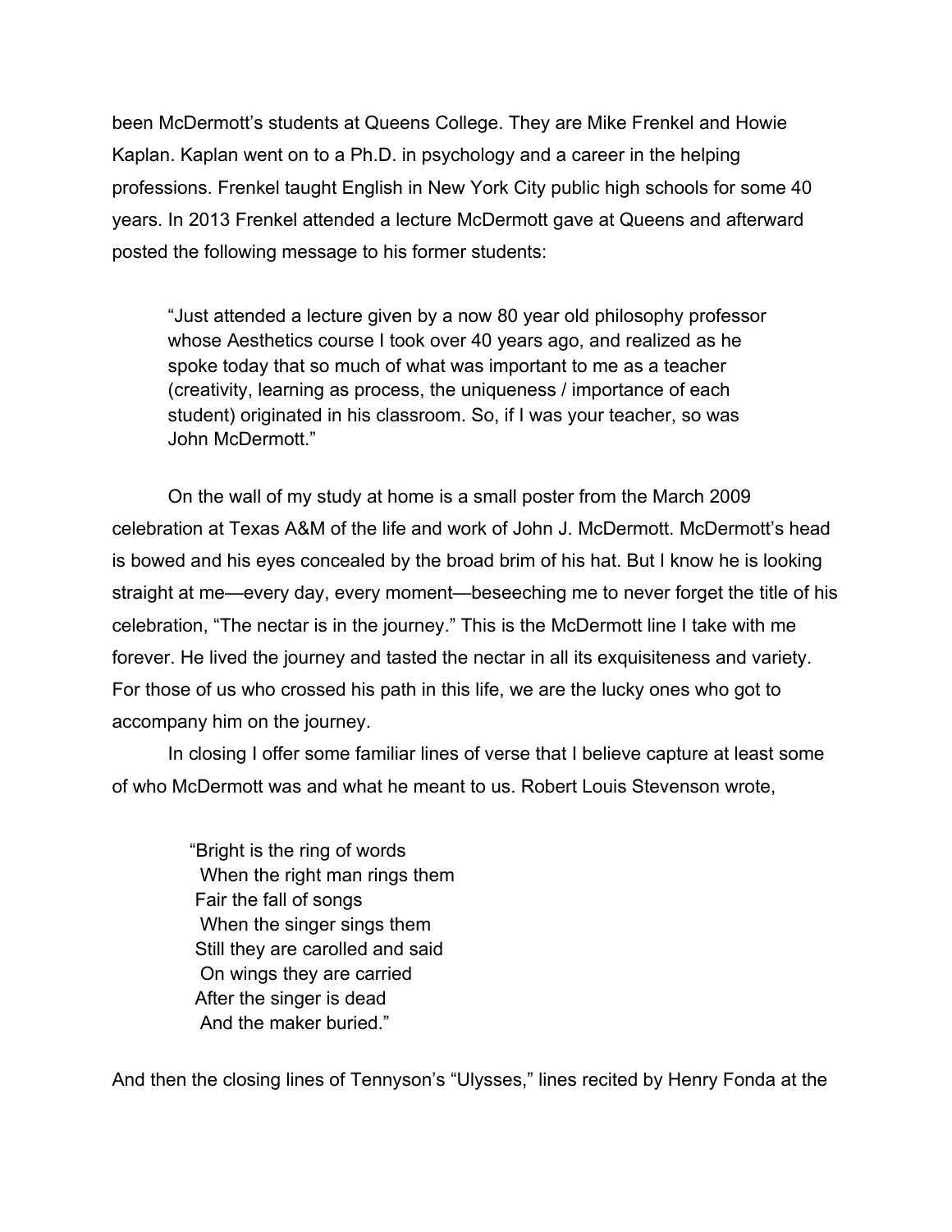been McDermott's students at Queens College. They are Mike Frenkel and Howie Kaplan. Kaplan went on to a Ph.D. in psychology and a career in the helping professions. Frenkel taught English in New York City public high schools for some 40 years. In 2013 Frenkel attended a lecture McDermott gave at Queens and afterward posted the following message to his former students:

> "Just attended a lecture given by a now 80 year old philosophy professor whose Aesthetics course I took over 40 years ago, and realized as he spoke today that so much of what was important to me as a teacher (creativity, learning as process, the uniqueness / importance of each student) originated in his classroom. So, if I was your teacher, so was John McDermott."

On the wall of my study at home is a small poster from the March 2009 celebration at Texas A&M of the life and work of John J. McDermott. McDermott's head is bowed and his eyes concealed by the broad brim of his hat. But I know he is looking straight at me—every day, every moment—beseeching me to never forget the title of his celebration, "The nectar is in the journey." This is the McDermott line I take with me forever. He lived the journey and tasted the nectar in all its exquisiteness and variety. For those of us who crossed his path in this life, we are the lucky ones who got to accompany him on the journey.

In closing I offer some familiar lines of verse that I believe capture at least some of who McDermott was and what he meant to us. Robert Louis Stevenson wrote,

> "Bright is the ring of words
>  When the right man rings them
> Fair the fall of songs
>  When the singer sings them
> Still they are carolled and said
>  On wings they are carried
> After the singer is dead
>  And the maker buried."

And then the closing lines of Tennyson's "Ulysses," lines recited by Henry Fonda at the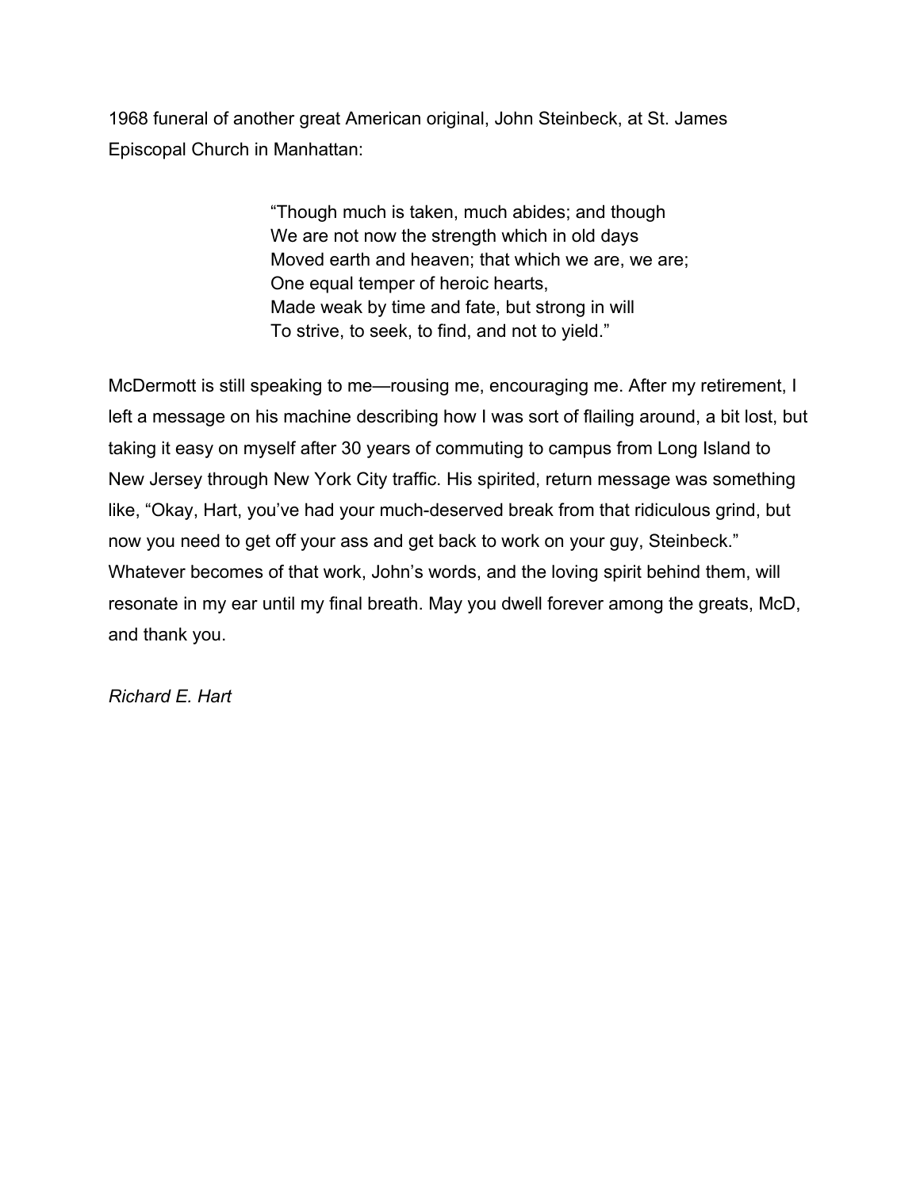1968 funeral of another great American original, John Steinbeck, at St. James Episcopal Church in Manhattan:

> "Though much is taken, much abides; and though
> We are not now the strength which in old days
> Moved earth and heaven; that which we are, we are;
> One equal temper of heroic hearts,
> Made weak by time and fate, but strong in will
> To strive, to seek, to find, and not to yield."

McDermott is still speaking to me—rousing me, encouraging me. After my retirement, I left a message on his machine describing how I was sort of flailing around, a bit lost, but taking it easy on myself after 30 years of commuting to campus from Long Island to New Jersey through New York City traffic. His spirited, return message was something like, "Okay, Hart, you've had your much-deserved break from that ridiculous grind, but now you need to get off your ass and get back to work on your guy, Steinbeck." Whatever becomes of that work, John's words, and the loving spirit behind them, will resonate in my ear until my final breath. May you dwell forever among the greats, McD, and thank you.

*Richard E. Hart*